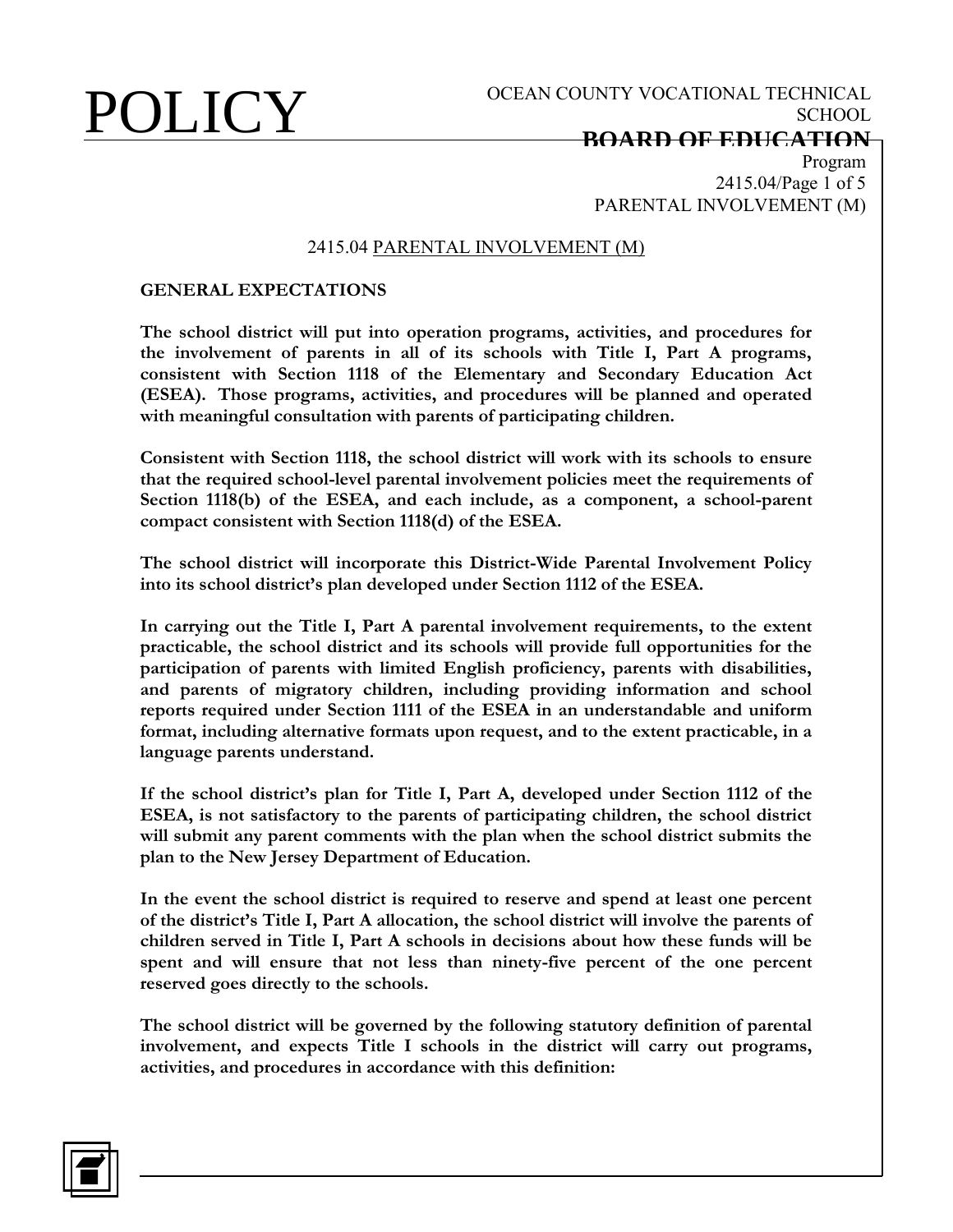# 2415.04 PARENTAL INVOLVEMENT (M)

**GENERAL EXPECTATIONS**

**The school district will put into operation programs, activities, and procedures for the involvement of parents in all of its schools with Title I, Part A programs, consistent with Section 1118 of the Elementary and Secondary Education Act (ESEA). Those programs, activities, and procedures will be planned and operated with meaningful consultation with parents of participating children.**

**Consistent with Section 1118, the school district will work with its schools to ensure that the required school-level parental involvement policies meet the requirements of Section 1118(b) of the ESEA, and each include, as a component, a school-parent compact consistent with Section 1118(d) of the ESEA.**

**The school district will incorporate this District-Wide Parental Involvement Policy into its school district's plan developed under Section 1112 of the ESEA.**

**In carrying out the Title I, Part A parental involvement requirements, to the extent practicable, the school district and its schools will provide full opportunities for the participation of parents with limited English proficiency, parents with disabilities, and parents of migratory children, including providing information and school reports required under Section 1111 of the ESEA in an understandable and uniform format, including alternative formats upon request, and to the extent practicable, in a language parents understand.**

**If the school district's plan for Title I, Part A, developed under Section 1112 of the ESEA, is not satisfactory to the parents of participating children, the school district will submit any parent comments with the plan when the school district submits the plan to the New Jersey Department of Education.**

**In the event the school district is required to reserve and spend at least one percent of the district's Title I, Part A allocation, the school district will involve the parents of children served in Title I, Part A schools in decisions about how these funds will be spent and will ensure that not less than ninety-five percent of the one percent reserved goes directly to the schools.**

**The school district will be governed by the following statutory definition of parental involvement, and expects Title I schools in the district will carry out programs, activities, and procedures in accordance with this definition:**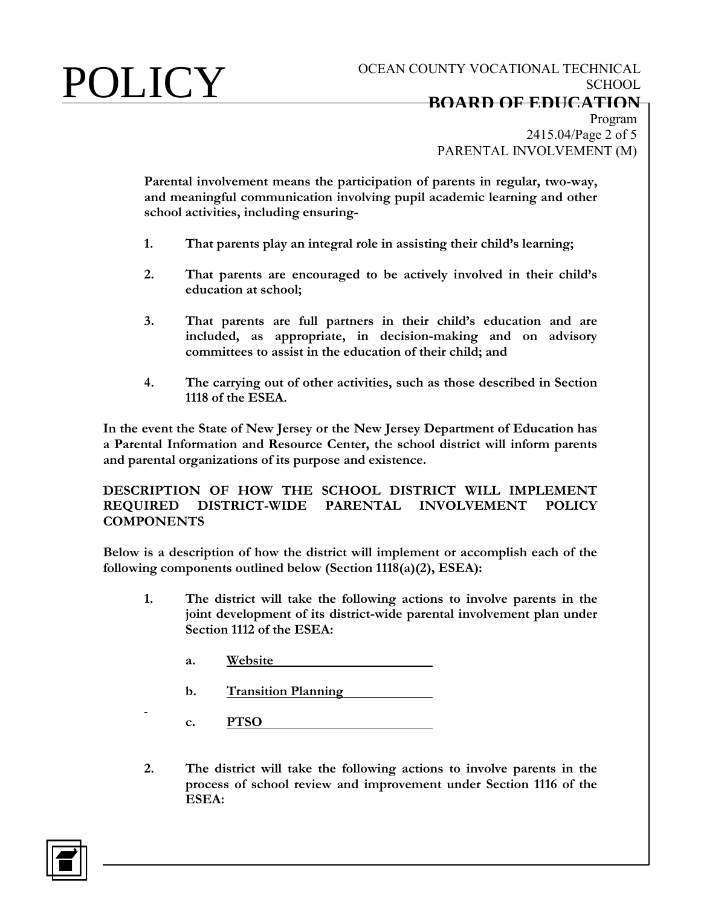**Parental involvement means the participation of parents in regular, two-way, and meaningful communication involving pupil academic learning and other school activities, including ensuring-**

1. **That parents play an integral role in assisting their child's learning;**

2. **That parents are encouraged to be actively involved in their child's education at school;**

3. **That parents are full partners in their child's education and are included, as appropriate, in decision-making and on advisory committees to assist in the education of their child; and**

4. **The carrying out of other activities, such as those described in Section 1118 of the ESEA.**

**In the event the State of New Jersey or the New Jersey Department of Education has a Parental Information and Resource Center, the school district will inform parents and parental organizations of its purpose and existence.**

**DESCRIPTION OF HOW THE SCHOOL DISTRICT WILL IMPLEMENT REQUIRED DISTRICT-WIDE PARENTAL INVOLVEMENT POLICY COMPONENTS**

**Below is a description of how the district will implement or accomplish each of the following components outlined below (Section 1118(a)(2), ESEA):**

1. **The district will take the following actions to involve parents in the joint development of its district-wide parental involvement plan under Section 1112 of the ESEA:**

   a. **Website**

   b. **Transition Planning**

   c. **PTSO**

2. **The district will take the following actions to involve parents in the process of school review and improvement under Section 1116 of the ESEA:**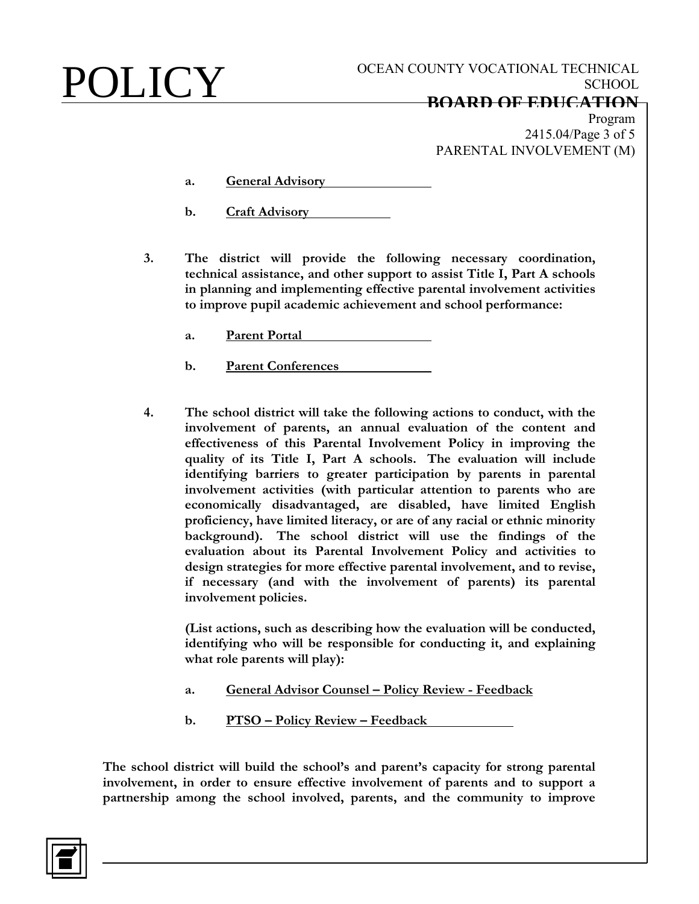a. **General Advisory**

b. **Craft Advisory**

3. **The district will provide the following necessary coordination, technical assistance, and other support to assist Title I, Part A schools in planning and implementing effective parental involvement activities to improve pupil academic achievement and school performance:**

   a. **Parent Portal**

   b. **Parent Conferences**

4. **The school district will take the following actions to conduct, with the involvement of parents, an annual evaluation of the content and effectiveness of this Parental Involvement Policy in improving the quality of its Title I, Part A schools. The evaluation will include identifying barriers to greater participation by parents in parental involvement activities (with particular attention to parents who are economically disadvantaged, are disabled, have limited English proficiency, have limited literacy, or are of any racial or ethnic minority background). The school district will use the findings of the evaluation about its Parental Involvement Policy and activities to design strategies for more effective parental involvement, and to revise, if necessary (and with the involvement of parents) its parental involvement policies.**

   **(List actions, such as describing how the evaluation will be conducted, identifying who will be responsible for conducting it, and explaining what role parents will play):**

   a. **General Advisor Counsel – Policy Review - Feedback**

   b. **PTSO – Policy Review – Feedback**

**The school district will build the school's and parent's capacity for strong parental involvement, in order to ensure effective involvement of parents and to support a partnership among the school involved, parents, and the community to improve**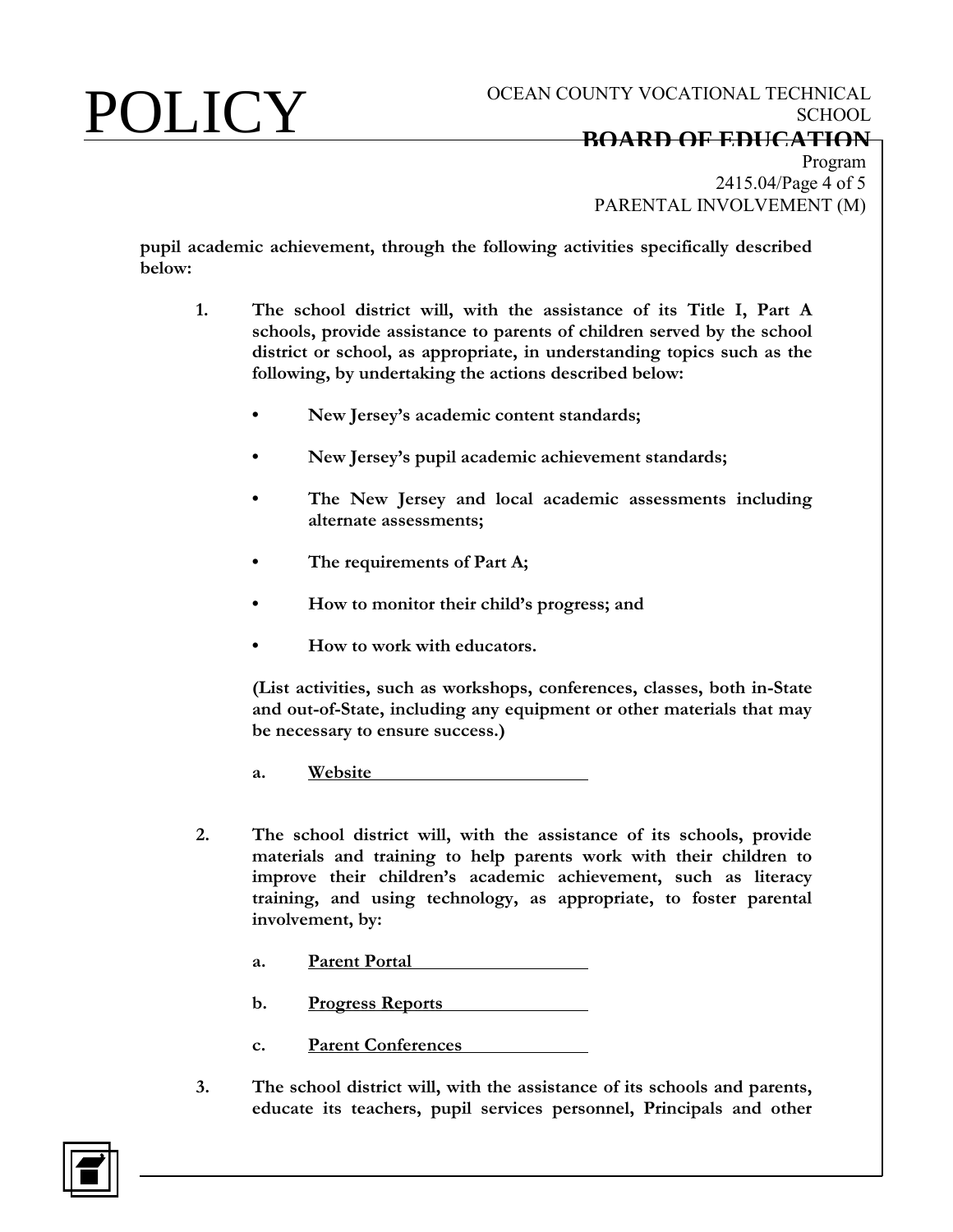**pupil academic achievement, through the following activities specifically described below:**

1. **The school district will, with the assistance of its Title I, Part A schools, provide assistance to parents of children served by the school district or school, as appropriate, in understanding topics such as the following, by undertaking the actions described below:**

   - **New Jersey's academic content standards;**
   - **New Jersey's pupil academic achievement standards;**
   - **The New Jersey and local academic assessments including alternate assessments;**
   - **The requirements of Part A;**
   - **How to monitor their child's progress; and**
   - **How to work with educators.**

   **(List activities, such as workshops, conferences, classes, both in-State and out-of-State, including any equipment or other materials that may be necessary to ensure success.)**

   a. **Website**

2. **The school district will, with the assistance of its schools, provide materials and training to help parents work with their children to improve their children's academic achievement, such as literacy training, and using technology, as appropriate, to foster parental involvement, by:**

   a. **Parent Portal**

   b. **Progress Reports**

   c. **Parent Conferences**

3. **The school district will, with the assistance of its schools and parents, educate its teachers, pupil services personnel, Principals and other**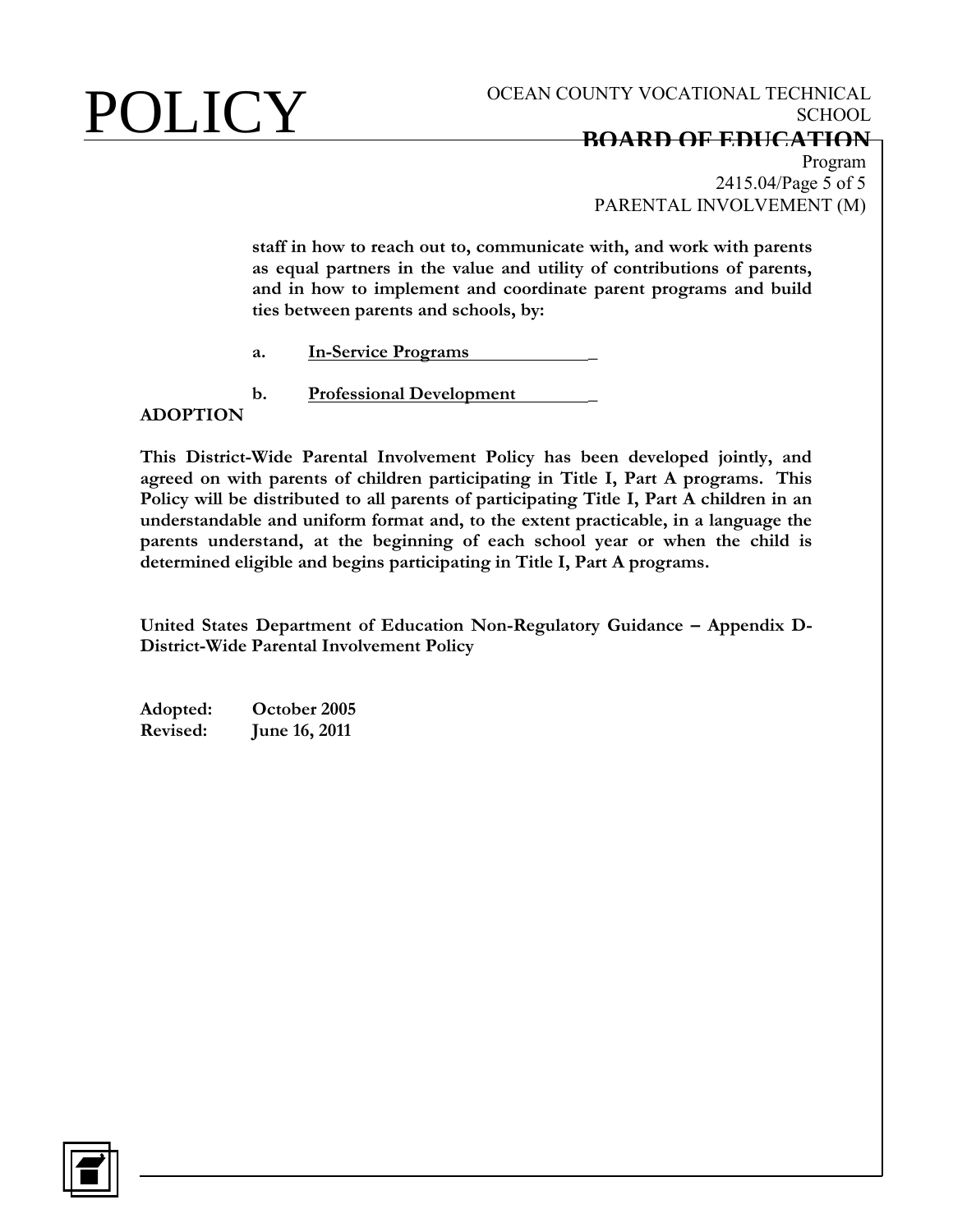**staff in how to reach out to, communicate with, and work with parents as equal partners in the value and utility of contributions of parents, and in how to implement and coordinate parent programs and build ties between parents and schools, by:**

**a. <u>In-Service Programs</u>**

**b. <u>Professional Development</u>**

**ADOPTION**

**This District-Wide Parental Involvement Policy has been developed jointly, and agreed on with parents of children participating in Title I, Part A programs. This Policy will be distributed to all parents of participating Title I, Part A children in an understandable and uniform format and, to the extent practicable, in a language the parents understand, at the beginning of each school year or when the child is determined eligible and begins participating in Title I, Part A programs.**

**United States Department of Education Non-Regulatory Guidance – Appendix D-District-Wide Parental Involvement Policy**

**Adopted: October 2005**
**Revised: June 16, 2011**